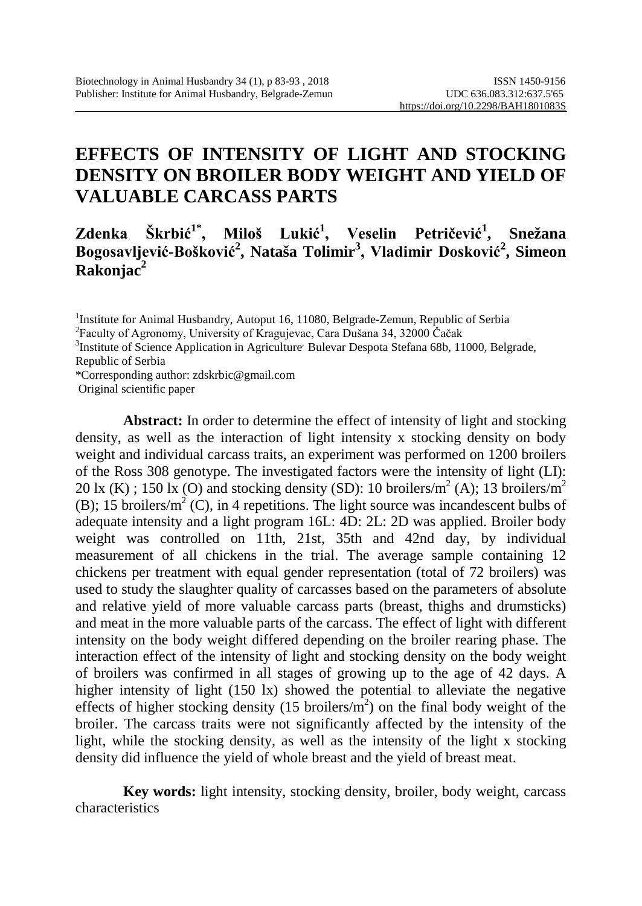# EFFECTS OF INTENSITY OF LIGHT AND STOCKING DENSITY ON BROILER BODY WEIGHT AND YIELD OF VALUABLE CARCASS PARTS

**Zdenka Škrbić[1*], Miloš Lukić[1], Veselin Petričević[1], Snežana Bogosavljević-Bošković[2], Nataša Tolimir[3], Vladimir Dosković[2], Simeon Rakonjac[2]**

[1]Institute for Animal Husbandry, Autoput 16, 11080, Belgrade-Zemun, Republic of Serbia
[2]Faculty of Agronomy, University of Kragujevac, Cara Dušana 34, 32000 Čačak
[3]Institute of Science Application in Agriculture, Bulevar Despota Stefana 68b, 11000, Belgrade, Republic of Serbia
*Corresponding author: zdskrbic@gmail.com
Original scientific paper

**Abstract:** In order to determine the effect of intensity of light and stocking density, as well as the interaction of light intensity x stocking density on body weight and individual carcass traits, an experiment was performed on 1200 broilers of the Ross 308 genotype. The investigated factors were the intensity of light (LI): 20 lx (K) ; 150 lx (O) and stocking density (SD): 10 broilers/m$^2$ (A); 13 broilers/m$^2$ (B); 15 broilers/m$^2$ (C), in 4 repetitions. The light source was incandescent bulbs of adequate intensity and a light program 16L: 4D: 2L: 2D was applied. Broiler body weight was controlled on 11th, 21st, 35th and 42nd day, by individual measurement of all chickens in the trial. The average sample containing 12 chickens per treatment with equal gender representation (total of 72 broilers) was used to study the slaughter quality of carcasses based on the parameters of absolute and relative yield of more valuable carcass parts (breast, thighs and drumsticks) and meat in the more valuable parts of the carcass. The effect of light with different intensity on the body weight differed depending on the broiler rearing phase. The interaction effect of the intensity of light and stocking density on the body weight of broilers was confirmed in all stages of growing up to the age of 42 days. A higher intensity of light (150 lx) showed the potential to alleviate the negative effects of higher stocking density (15 broilers/m$^2$) on the final body weight of the broiler. The carcass traits were not significantly affected by the intensity of the light, while the stocking density, as well as the intensity of the light x stocking density did influence the yield of whole breast and the yield of breast meat.

**Key words:** light intensity, stocking density, broiler, body weight, carcass characteristics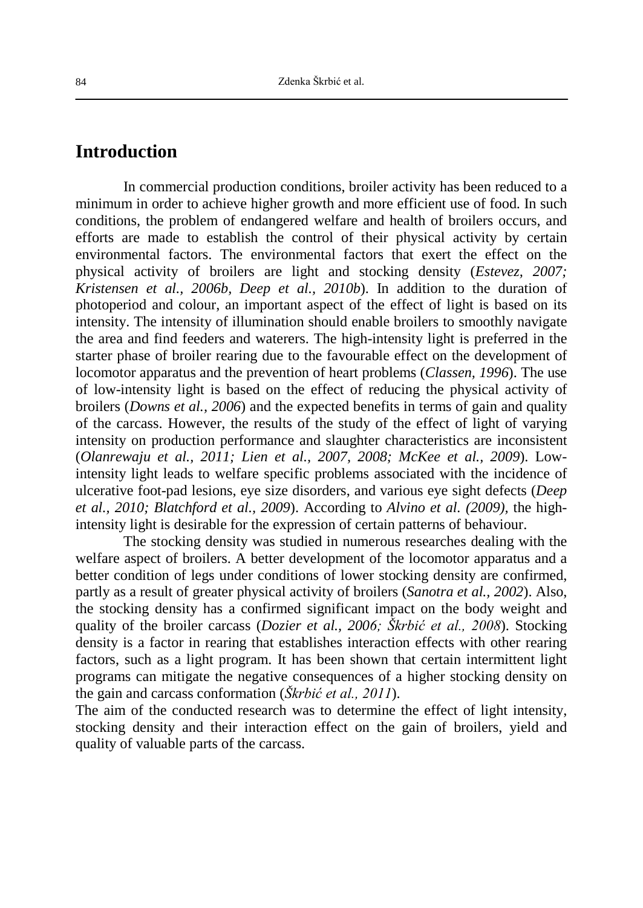## Introduction

In commercial production conditions, broiler activity has been reduced to a minimum in order to achieve higher growth and more efficient use of food. In such conditions, the problem of endangered welfare and health of broilers occurs, and efforts are made to establish the control of their physical activity by certain environmental factors. The environmental factors that exert the effect on the physical activity of broilers are light and stocking density (*Estevez, 2007; Kristensen et al., 2006b, Deep et al., 2010b*). In addition to the duration of photoperiod and colour, an important aspect of the effect of light is based on its intensity. The intensity of illumination should enable broilers to smoothly navigate the area and find feeders and waterers. The high-intensity light is preferred in the starter phase of broiler rearing due to the favourable effect on the development of locomotor apparatus and the prevention of heart problems (*Classen, 1996*). The use of low-intensity light is based on the effect of reducing the physical activity of broilers (*Downs et al., 2006*) and the expected benefits in terms of gain and quality of the carcass. However, the results of the study of the effect of light of varying intensity on production performance and slaughter characteristics are inconsistent (*Olanrewaju et al., 2011; Lien et al., 2007, 2008; McKee et al., 2009*). Low-intensity light leads to welfare specific problems associated with the incidence of ulcerative foot-pad lesions, eye size disorders, and various eye sight defects (*Deep et al., 2010; Blatchford et al., 2009*). According to *Alvino et al. (2009),* the high-intensity light is desirable for the expression of certain patterns of behaviour.

The stocking density was studied in numerous researches dealing with the welfare aspect of broilers. A better development of the locomotor apparatus and a better condition of legs under conditions of lower stocking density are confirmed, partly as a result of greater physical activity of broilers (*Sanotra et al., 2002*). Also, the stocking density has a confirmed significant impact on the body weight and quality of the broiler carcass (*Dozier et al., 2006; Škrbić et al., 2008*). Stocking density is a factor in rearing that establishes interaction effects with other rearing factors, such as a light program. It has been shown that certain intermittent light programs can mitigate the negative consequences of a higher stocking density on the gain and carcass conformation (*Škrbić et al., 2011*).

The aim of the conducted research was to determine the effect of light intensity, stocking density and their interaction effect on the gain of broilers, yield and quality of valuable parts of the carcass.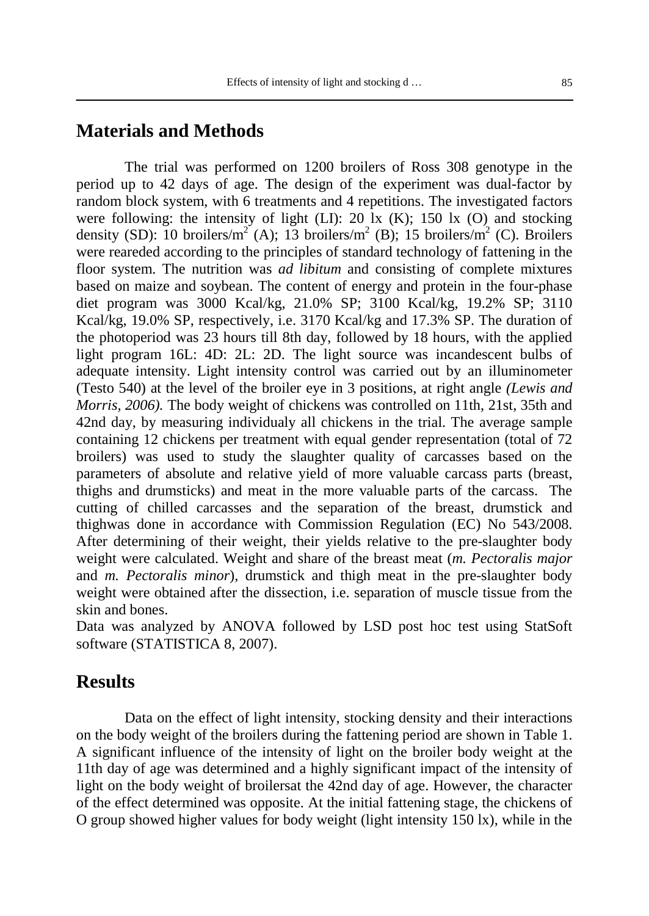## Materials and Methods

The trial was performed on 1200 broilers of Ross 308 genotype in the period up to 42 days of age. The design of the experiment was dual-factor by random block system, with 6 treatments and 4 repetitions. The investigated factors were following: the intensity of light (LI): 20 lx (K); 150 lx (O) and stocking density (SD): 10 broilers/$m^2$ (A); 13 broilers/$m^2$ (B); 15 broilers/$m^2$ (C). Broilers were reareded according to the principles of standard technology of fattening in the floor system. The nutrition was *ad libitum* and consisting of complete mixtures based on maize and soybean. The content of energy and protein in the four-phase diet program was 3000 Kcal/kg, 21.0% SP; 3100 Kcal/kg, 19.2% SP; 3110 Kcal/kg, 19.0% SP, respectively, i.e. 3170 Kcal/kg and 17.3% SP. The duration of the photoperiod was 23 hours till 8th day, followed by 18 hours, with the applied light program 16L: 4D: 2L: 2D. The light source was incandescent bulbs of adequate intensity. Light intensity control was carried out by an illuminometer (Testo 540) at the level of the broiler eye in 3 positions, at right angle *(Lewis and Morris, 2006).* The body weight of chickens was controlled on 11th, 21st, 35th and 42nd day, by measuring individualy all chickens in the trial. The average sample containing 12 chickens per treatment with equal gender representation (total of 72 broilers) was used to study the slaughter quality of carcasses based on the parameters of absolute and relative yield of more valuable carcass parts (breast, thighs and drumsticks) and meat in the more valuable parts of the carcass. The cutting of chilled carcasses and the separation of the breast, drumstick and thighwas done in accordance with Commission Regulation (EC) No 543/2008. After determining of their weight, their yields relative to the pre-slaughter body weight were calculated. Weight and share of the breast meat (*m. Pectoralis major* and *m. Pectoralis minor*), drumstick and thigh meat in the pre-slaughter body weight were obtained after the dissection, i.e. separation of muscle tissue from the skin and bones.

Data was analyzed by ANOVA followed by LSD post hoc test using StatSoft software (STATISTICA 8, 2007).

## Results

Data on the effect of light intensity, stocking density and their interactions on the body weight of the broilers during the fattening period are shown in Table 1. A significant influence of the intensity of light on the broiler body weight at the 11th day of age was determined and a highly significant impact of the intensity of light on the body weight of broilersat the 42nd day of age. However, the character of the effect determined was opposite. At the initial fattening stage, the chickens of O group showed higher values for body weight (light intensity 150 lx), while in the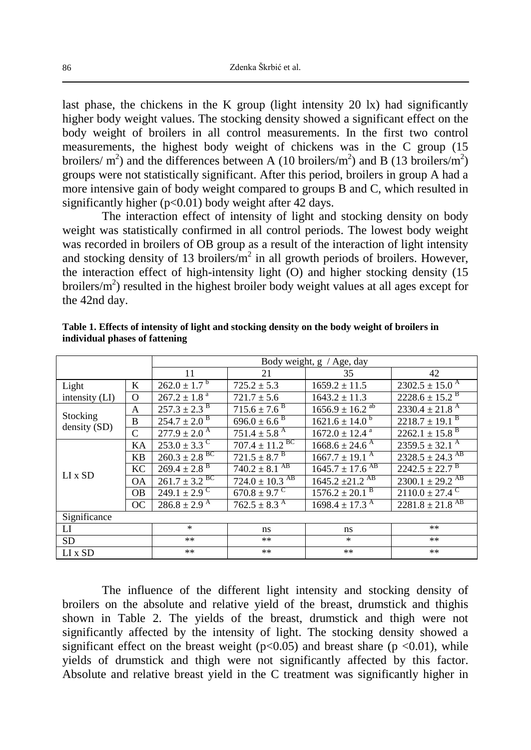last phase, the chickens in the K group (light intensity 20 lx) had significantly higher body weight values. The stocking density showed a significant effect on the body weight of broilers in all control measurements. In the first two control measurements, the highest body weight of chickens was in the C group (15 broilers/ $m^2$) and the differences between A (10 broilers/$m^2$) and B (13 broilers/$m^2$) groups were not statistically significant. After this period, broilers in group A had a more intensive gain of body weight compared to groups B and C, which resulted in significantly higher ($p<0.01$) body weight after 42 days.

The interaction effect of intensity of light and stocking density on body weight was statistically confirmed in all control periods. The lowest body weight was recorded in broilers of OB group as a result of the interaction of light intensity and stocking density of 13 broilers/$m^2$ in all growth periods of broilers. However, the interaction effect of high-intensity light (O) and higher stocking density (15 broilers/$m^2$) resulted in the highest broiler body weight values at all ages except for the 42nd day.

**Table 1. Effects of intensity of light and stocking density on the body weight of broilers in individual phases of fattening**

| | | Body weight, g / Age, day | | | |
|---|---|---|---|---|---|
| | | 11 | 21 | 35 | 42 |
| Light intensity (LI) | K | $262.0 \pm 1.7^{b}$ | $725.2 \pm 5.3$ | $1659.2 \pm 11.5$ | $2302.5 \pm 15.0^{A}$ |
| | O | $267.2 \pm 1.8^{a}$ | $721.7 \pm 5.6$ | $1643.2 \pm 11.3$ | $2228.6 \pm 15.2^{B}$ |
| Stocking density (SD) | A | $257.3 \pm 2.3^{B}$ | $715.6 \pm 7.6^{B}$ | $1656.9 \pm 16.2^{ab}$ | $2330.4 \pm 21.8^{A}$ |
| | B | $254.7 \pm 2.0^{B}$ | $696.0 \pm 6.6^{B}$ | $1621.6 \pm 14.0^{b}$ | $2218.7 \pm 19.1^{B}$ |
| | C | $277.9 \pm 2.0^{A}$ | $751.4 \pm 5.8^{A}$ | $1672.0 \pm 12.4^{a}$ | $2262.1 \pm 15.8^{B}$ |
| LI x SD | KA | $253.0 \pm 3.3^{C}$ | $707.4 \pm 11.2^{BC}$ | $1668.6 \pm 24.6^{A}$ | $2359.5 \pm 32.1^{A}$ |
| | KB | $260.3 \pm 2.8^{BC}$ | $721.5 \pm 8.7^{B}$ | $1667.7 \pm 19.1^{A}$ | $2328.5 \pm 24.3^{AB}$ |
| | KC | $269.4 \pm 2.8^{B}$ | $740.2 \pm 8.1^{AB}$ | $1645.7 \pm 17.6^{AB}$ | $2242.5 \pm 22.7^{B}$ |
| | OA | $261.7 \pm 3.2^{BC}$ | $724.0 \pm 10.3^{AB}$ | $1645.2 \pm 21.2^{AB}$ | $2300.1 \pm 29.2^{AB}$ |
| | OB | $249.1 \pm 2.9^{C}$ | $670.8 \pm 9.7^{C}$ | $1576.2 \pm 20.1^{B}$ | $2110.0 \pm 27.4^{C}$ |
| | OC | $286.8 \pm 2.9^{A}$ | $762.5 \pm 8.3^{A}$ | $1698.4 \pm 17.3^{A}$ | $2281.8 \pm 21.8^{AB}$ |
| Significance | | | | | |
| LI | | * | ns | ns | ** |
| SD | | ** | ** | * | ** |
| LI x SD | | ** | ** | ** | ** |

The influence of the different light intensity and stocking density of broilers on the absolute and relative yield of the breast, drumstick and thighis shown in Table 2. The yields of the breast, drumstick and thigh were not significantly affected by the intensity of light. The stocking density showed a significant effect on the breast weight ($p<0.05$) and breast share ($p<0.01$), while yields of drumstick and thigh were not significantly affected by this factor. Absolute and relative breast yield in the C treatment was significantly higher in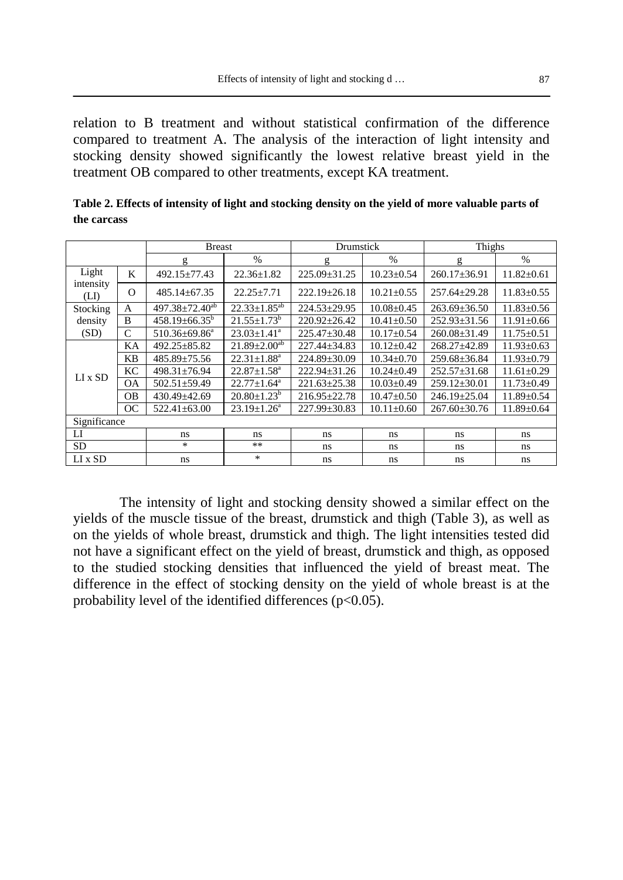relation to B treatment and without statistical confirmation of the difference compared to treatment A. The analysis of the interaction of light intensity and stocking density showed significantly the lowest relative breast yield in the treatment OB compared to other treatments, except KA treatment.

**Table 2. Effects of intensity of light and stocking density on the yield of more valuable parts of the carcass**

| | | Breast | | Drumstick | | Thighs | |
|---|---|---|---|---|---|---|---|
| | | g | % | g | % | g | % |
| Light intensity (LI) | K | 492.15±77.43 | 22.36±1.82 | 225.09±31.25 | 10.23±0.54 | 260.17±36.91 | 11.82±0.61 |
| | O | 485.14±67.35 | 22.25±7.71 | 222.19±26.18 | 10.21±0.55 | 257.64±29.28 | 11.83±0.55 |
| Stocking density (SD) | A | 497.38±72.40[ab] | 22.33±1.85[ab] | 224.53±29.95 | 10.08±0.45 | 263.69±36.50 | 11.83±0.56 |
| | B | 458.19±66.35[b] | 21.55±1.73[b] | 220.92±26.42 | 10.41±0.50 | 252.93±31.56 | 11.91±0.66 |
| | C | 510.36±69.86[a] | 23.03±1.41[a] | 225.47±30.48 | 10.17±0.54 | 260.08±31.49 | 11.75±0.51 |
| LI x SD | KA | 492.25±85.82 | 21.89±2.00[ab] | 227.44±34.83 | 10.12±0.42 | 268.27±42.89 | 11.93±0.63 |
| | KB | 485.89±75.56 | 22.31±1.88[a] | 224.89±30.09 | 10.34±0.70 | 259.68±36.84 | 11.93±0.79 |
| | KC | 498.31±76.94 | 22.87±1.58[a] | 222.94±31.26 | 10.24±0.49 | 252.57±31.68 | 11.61±0.29 |
| | OA | 502.51±59.49 | 22.77±1.64[a] | 221.63±25.38 | 10.03±0.49 | 259.12±30.01 | 11.73±0.49 |
| | OB | 430.49±42.69 | 20.80±1.23[b] | 216.95±22.78 | 10.47±0.50 | 246.19±25.04 | 11.89±0.54 |
| | OC | 522.41±63.00 | 23.19±1.26[a] | 227.99±30.83 | 10.11±0.60 | 267.60±30.76 | 11.89±0.64 |
| Significance | | | | | | | |
| LI | | ns | ns | ns | ns | ns | ns |
| SD | | * | ** | ns | ns | ns | ns |
| LI x SD | | ns | * | ns | ns | ns | ns |

The intensity of light and stocking density showed a similar effect on the yields of the muscle tissue of the breast, drumstick and thigh (Table 3), as well as on the yields of whole breast, drumstick and thigh. The light intensities tested did not have a significant effect on the yield of breast, drumstick and thigh, as opposed to the studied stocking densities that influenced the yield of breast meat. The difference in the effect of stocking density on the yield of whole breast is at the probability level of the identified differences ($p<0.05$).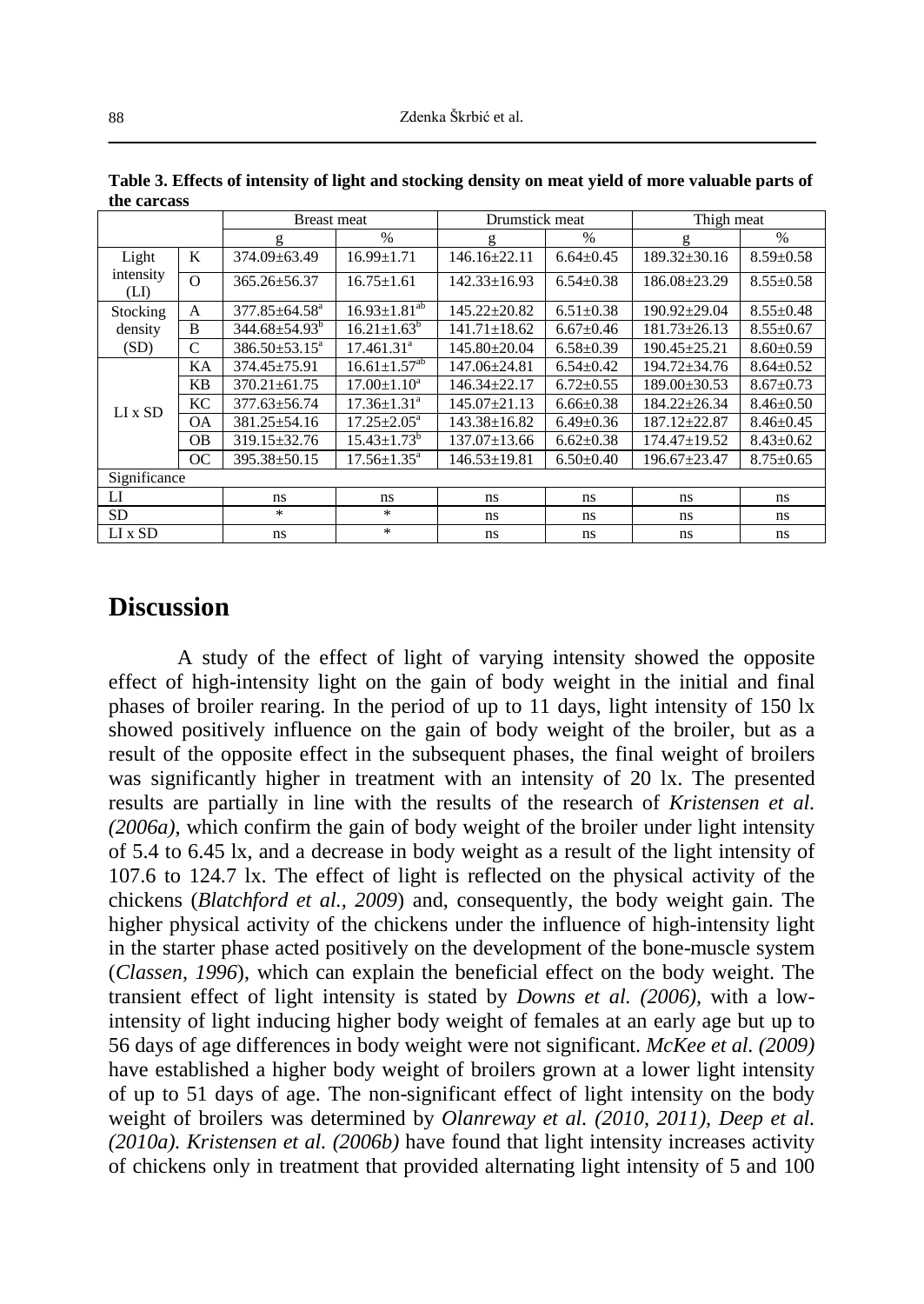**Table 3. Effects of intensity of light and stocking density on meat yield of more valuable parts of the carcass**

| | | Breast meat | | Drumstick meat | | Thigh meat | |
|---|---|---|---|---|---|---|---|
| | | g | % | g | % | g | % |
| Light intensity (LI) | K | 374.09±63.49 | 16.99±1.71 | 146.16±22.11 | 6.64±0.45 | 189.32±30.16 | 8.59±0.58 |
| | O | 365.26±56.37 | 16.75±1.61 | 142.33±16.93 | 6.54±0.38 | 186.08±23.29 | 8.55±0.58 |
| Stocking density (SD) | A | 377.85±64.58[a] | 16.93±1.81[ab] | 145.22±20.82 | 6.51±0.38 | 190.92±29.04 | 8.55±0.48 |
| | B | 344.68±54.93[b] | 16.21±1.63[b] | 141.71±18.62 | 6.67±0.46 | 181.73±26.13 | 8.55±0.67 |
| | C | 386.50±53.15[a] | 17.461.31[a] | 145.80±20.04 | 6.58±0.39 | 190.45±25.21 | 8.60±0.59 |
| LI x SD | KA | 374.45±75.91 | 16.61±1.57[ab] | 147.06±24.81 | 6.54±0.42 | 194.72±34.76 | 8.64±0.52 |
| | KB | 370.21±61.75 | 17.00±1.10[a] | 146.34±22.17 | 6.72±0.55 | 189.00±30.53 | 8.67±0.73 |
| | KC | 377.63±56.74 | 17.36±1.31[a] | 145.07±21.13 | 6.66±0.38 | 184.22±26.34 | 8.46±0.50 |
| | OA | 381.25±54.16 | 17.25±2.05[a] | 143.38±16.82 | 6.49±0.36 | 187.12±22.87 | 8.46±0.45 |
| | OB | 319.15±32.76 | 15.43±1.73[b] | 137.07±13.66 | 6.62±0.38 | 174.47±19.52 | 8.43±0.62 |
| | OC | 395.38±50.15 | 17.56±1.35[a] | 146.53±19.81 | 6.50±0.40 | 196.67±23.47 | 8.75±0.65 |
| Significance | | | | | | | |
| LI | | ns | ns | ns | ns | ns | ns |
| SD | | * | * | ns | ns | ns | ns |
| LI x SD | | ns | * | ns | ns | ns | ns |

## Discussion

A study of the effect of light of varying intensity showed the opposite effect of high-intensity light on the gain of body weight in the initial and final phases of broiler rearing. In the period of up to 11 days, light intensity of 150 lx showed positively influence on the gain of body weight of the broiler, but as a result of the opposite effect in the subsequent phases, the final weight of broilers was significantly higher in treatment with an intensity of 20 lx. The presented results are partially in line with the results of the research of *Kristensen et al. (2006a)*, which confirm the gain of body weight of the broiler under light intensity of 5.4 to 6.45 lx, and a decrease in body weight as a result of the light intensity of 107.6 to 124.7 lx. The effect of light is reflected on the physical activity of the chickens (*Blatchford et al., 2009*) and, consequently, the body weight gain. The higher physical activity of the chickens under the influence of high-intensity light in the starter phase acted positively on the development of the bone-muscle system (*Classen, 1996*), which can explain the beneficial effect on the body weight. The transient effect of light intensity is stated by *Downs et al. (2006),* with a low-intensity of light inducing higher body weight of females at an early age but up to 56 days of age differences in body weight were not significant. *McKee et al. (2009)* have established a higher body weight of broilers grown at a lower light intensity of up to 51 days of age. The non-significant effect of light intensity on the body weight of broilers was determined by *Olanreway et al. (2010, 2011), Deep et al. (2010a). Kristensen et al. (2006b)* have found that light intensity increases activity of chickens only in treatment that provided alternating light intensity of 5 and 100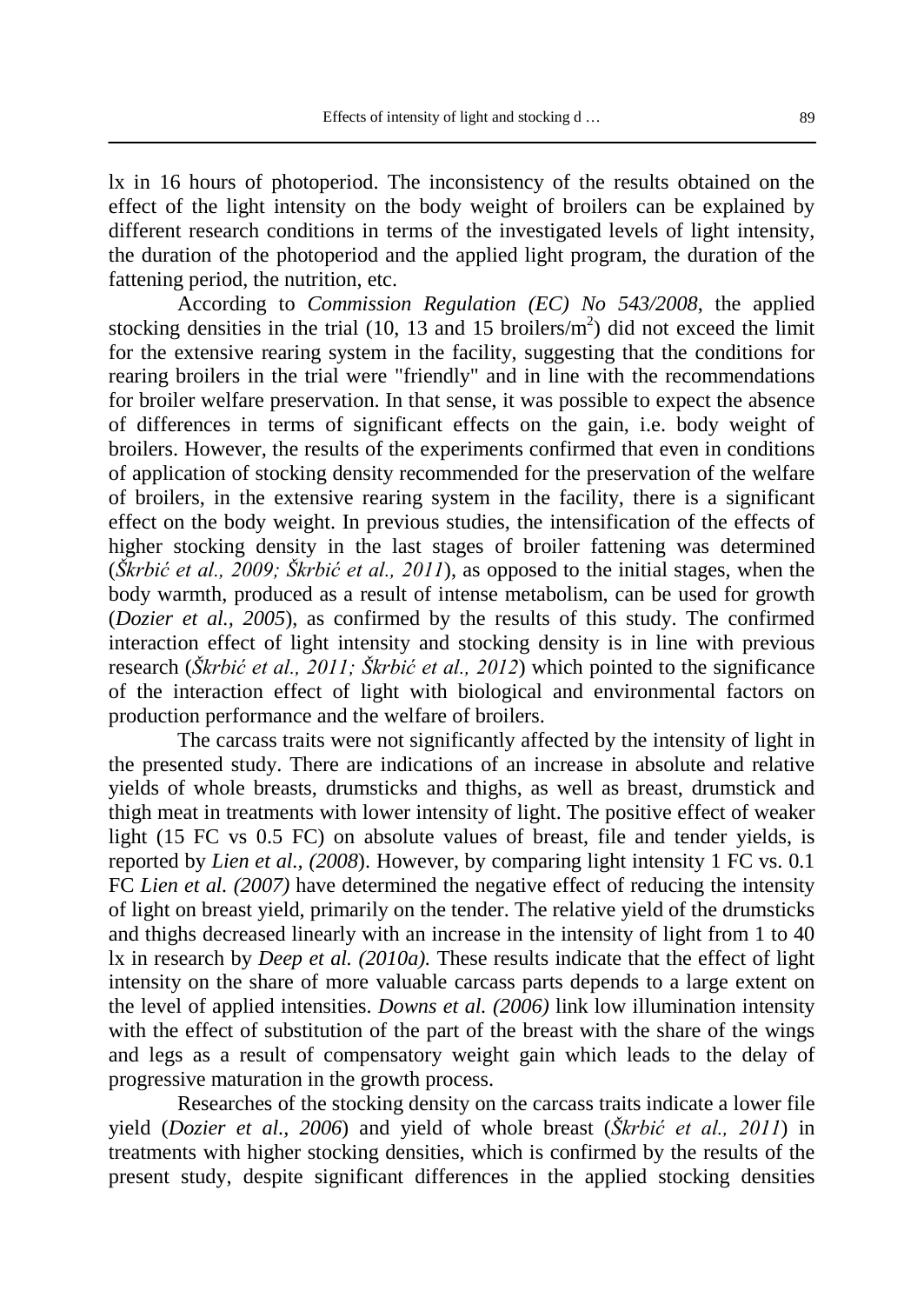lx in 16 hours of photoperiod. The inconsistency of the results obtained on the effect of the light intensity on the body weight of broilers can be explained by different research conditions in terms of the investigated levels of light intensity, the duration of the photoperiod and the applied light program, the duration of the fattening period, the nutrition, etc.

According to *Commission Regulation (EC) No 543/2008*, the applied stocking densities in the trial (10, 13 and 15 broilers/m$^2$) did not exceed the limit for the extensive rearing system in the facility, suggesting that the conditions for rearing broilers in the trial were "friendly" and in line with the recommendations for broiler welfare preservation. In that sense, it was possible to expect the absence of differences in terms of significant effects on the gain, i.e. body weight of broilers. However, the results of the experiments confirmed that even in conditions of application of stocking density recommended for the preservation of the welfare of broilers, in the extensive rearing system in the facility, there is a significant effect on the body weight. In previous studies, the intensification of the effects of higher stocking density in the last stages of broiler fattening was determined (*Škrbić et al., 2009; Škrbić et al., 2011*), as opposed to the initial stages, when the body warmth, produced as a result of intense metabolism, can be used for growth (*Dozier et al., 2005*), as confirmed by the results of this study. The confirmed interaction effect of light intensity and stocking density is in line with previous research (*Škrbić et al., 2011; Škrbić et al., 2012*) which pointed to the significance of the interaction effect of light with biological and environmental factors on production performance and the welfare of broilers.

The carcass traits were not significantly affected by the intensity of light in the presented study. There are indications of an increase in absolute and relative yields of whole breasts, drumsticks and thighs, as well as breast, drumstick and thigh meat in treatments with lower intensity of light. The positive effect of weaker light (15 FC vs 0.5 FC) on absolute values of breast, file and tender yields, is reported by *Lien et al., (2008*). However, by comparing light intensity 1 FC vs. 0.1 FC *Lien et al. (2007)* have determined the negative effect of reducing the intensity of light on breast yield, primarily on the tender. The relative yield of the drumsticks and thighs decreased linearly with an increase in the intensity of light from 1 to 40 lx in research by *Deep et al. (2010a).* These results indicate that the effect of light intensity on the share of more valuable carcass parts depends to a large extent on the level of applied intensities. *Downs et al. (2006)* link low illumination intensity with the effect of substitution of the part of the breast with the share of the wings and legs as a result of compensatory weight gain which leads to the delay of progressive maturation in the growth process.

Researches of the stocking density on the carcass traits indicate a lower file yield (*Dozier et al., 2006*) and yield of whole breast (*Škrbić et al., 2011*) in treatments with higher stocking densities, which is confirmed by the results of the present study, despite significant differences in the applied stocking densities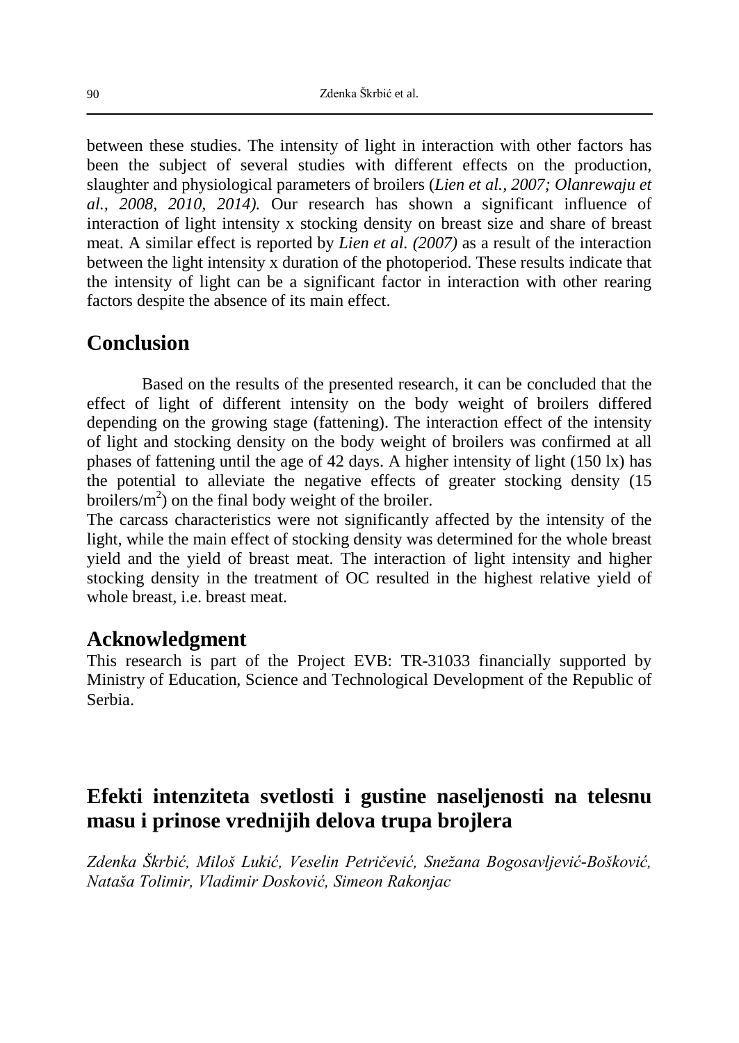between these studies. The intensity of light in interaction with other factors has been the subject of several studies with different effects on the production, slaughter and physiological parameters of broilers (*Lien et al., 2007; Olanrewaju et al., 2008, 2010, 2014).* Our research has shown a significant influence of interaction of light intensity x stocking density on breast size and share of breast meat. A similar effect is reported by *Lien et al. (2007)* as a result of the interaction between the light intensity x duration of the photoperiod. These results indicate that the intensity of light can be a significant factor in interaction with other rearing factors despite the absence of its main effect.

## Conclusion

Based on the results of the presented research, it can be concluded that the effect of light of different intensity on the body weight of broilers differed depending on the growing stage (fattening). The interaction effect of the intensity of light and stocking density on the body weight of broilers was confirmed at all phases of fattening until the age of 42 days. A higher intensity of light (150 lx) has the potential to alleviate the negative effects of greater stocking density (15 broilers/$m^2$) on the final body weight of the broiler.

The carcass characteristics were not significantly affected by the intensity of the light, while the main effect of stocking density was determined for the whole breast yield and the yield of breast meat. The interaction of light intensity and higher stocking density in the treatment of OC resulted in the highest relative yield of whole breast, i.e. breast meat.

## Acknowledgment

This research is part of the Project EVB: TR-31033 financially supported by Ministry of Education, Science and Technological Development of the Republic of Serbia.

# Efekti intenziteta svetlosti i gustine naseljenosti na telesnu masu i prinose vrednijih delova trupa brojlera

*Zdenka Škrbić, Miloš Lukić, Veselin Petričević, Snežana Bogosavljević-Bošković, Nataša Tolimir, Vladimir Dosković, Simeon Rakonjac*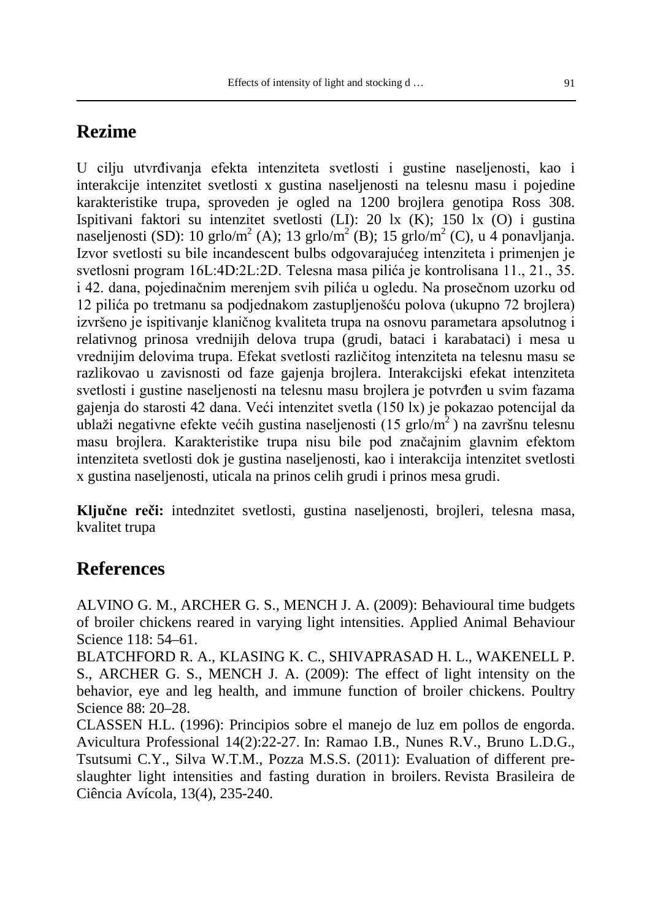## Rezime

U cilju utvrđivanja efekta intenziteta svetlosti i gustine naseljenosti, kao i interakcije intenzitet svetlosti x gustina naseljenosti na telesnu masu i pojedine karakteristike trupa, sproveden je ogled na 1200 brojlera genotipa Ross 308. Ispitivani faktori su intenzitet svetlosti (LI): 20 lx (K); 150 lx (O) i gustina naseljenosti (SD): 10 grlo/$m^2$ (A); 13 grlo/$m^2$ (B); 15 grlo/$m^2$ (C), u 4 ponavljanja. Izvor svetlosti su bile incandescent bulbs odgovarajućeg intenziteta i primenjen je svetlosni program 16L:4D:2L:2D. Telesna masa pilića je kontrolisana 11., 21., 35. i 42. dana, pojedinačnim merenjem svih pilića u ogledu. Na prosečnom uzorku od 12 pilića po tretmanu sa podjednakom zastupljenošću polova (ukupno 72 brojlera) izvršeno je ispitivanje klaničnog kvaliteta trupa na osnovu parametara apsolutnog i relativnog prinosa vrednijih delova trupa (grudi, bataci i karabataci) i mesa u vrednijim delovima trupa. Efekat svetlosti različitog intenziteta na telesnu masu se razlikovao u zavisnosti od faze gajenja brojlera. Interakcijski efekat intenziteta svetlosti i gustine naseljenosti na telesnu masu brojlera je potvrđen u svim fazama gajenja do starosti 42 dana. Veći intenzitet svetla (150 lx) je pokazao potencijal da ublaži negativne efekte većih gustina naseljenosti (15 grlo/$m^2$ ) na završnu telesnu masu brojlera. Karakteristike trupa nisu bile pod značajnim glavnim efektom intenziteta svetlosti dok je gustina naseljenosti, kao i interakcija intenzitet svetlosti x gustina naseljenosti, uticala na prinos celih grudi i prinos mesa grudi.

**Ključne reči:** intednzitet svetlosti, gustina naseljenosti, brojleri, telesna masa, kvalitet trupa

## References

ALVINO G. M., ARCHER G. S., MENCH J. A. (2009): Behavioural time budgets of broiler chickens reared in varying light intensities. Applied Animal Behaviour Science 118: 54–61.

BLATCHFORD R. A., KLASING K. C., SHIVAPRASAD H. L., WAKENELL P. S., ARCHER G. S., MENCH J. A. (2009): The effect of light intensity on the behavior, eye and leg health, and immune function of broiler chickens. Poultry Science 88: 20–28.

CLASSEN H.L. (1996): Principios sobre el manejo de luz em pollos de engorda. Avicultura Professional 14(2):22-27. In: Ramao I.B., Nunes R.V., Bruno L.D.G., Tsutsumi C.Y., Silva W.T.M., Pozza M.S.S. (2011): Evaluation of different pre-slaughter light intensities and fasting duration in broilers. Revista Brasileira de Ciência Avícola, 13(4), 235-240.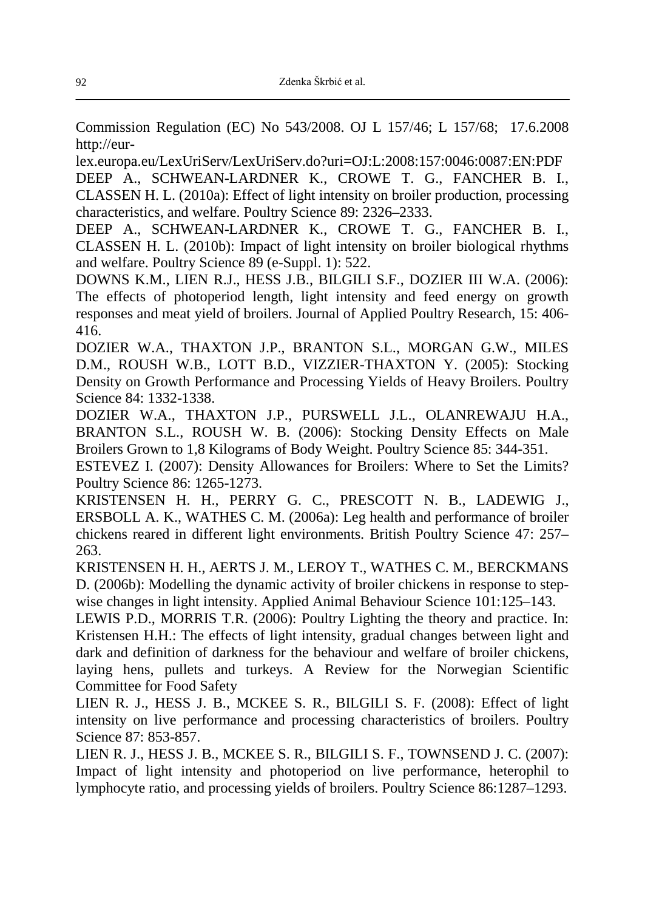Commission Regulation (EC) No 543/2008. OJ L 157/46; L 157/68; 17.6.2008 http://eur-lex.europa.eu/LexUriServ/LexUriServ.do?uri=OJ:L:2008:157:0046:0087:EN:PDF

DEEP A., SCHWEAN-LARDNER K., CROWE T. G., FANCHER B. I., CLASSEN H. L. (2010a): Effect of light intensity on broiler production, processing characteristics, and welfare. Poultry Science 89: 2326–2333.

DEEP A., SCHWEAN-LARDNER K., CROWE T. G., FANCHER B. I., CLASSEN H. L. (2010b): Impact of light intensity on broiler biological rhythms and welfare. Poultry Science 89 (e-Suppl. 1): 522.

DOWNS K.M., LIEN R.J., HESS J.B., BILGILI S.F., DOZIER III W.A. (2006): The effects of photoperiod length, light intensity and feed energy on growth responses and meat yield of broilers. Journal of Applied Poultry Research, 15: 406-416.

DOZIER W.A., THAXTON J.P., BRANTON S.L., MORGAN G.W., MILES D.M., ROUSH W.B., LOTT B.D., VIZZIER-THAXTON Y. (2005): Stocking Density on Growth Performance and Processing Yields of Heavy Broilers. Poultry Science 84: 1332-1338.

DOZIER W.A., THAXTON J.P., PURSWELL J.L., OLANREWAJU H.A., BRANTON S.L., ROUSH W. B. (2006): Stocking Density Effects on Male Broilers Grown to 1,8 Kilograms of Body Weight. Poultry Science 85: 344-351.

ESTEVEZ I. (2007): Density Allowances for Broilers: Where to Set the Limits? Poultry Science 86: 1265-1273.

KRISTENSEN H. H., PERRY G. C., PRESCOTT N. B., LADEWIG J., ERSBOLL A. K., WATHES C. M. (2006a): Leg health and performance of broiler chickens reared in different light environments. British Poultry Science 47: 257–263.

KRISTENSEN H. H., AERTS J. M., LEROY T., WATHES C. M., BERCKMANS D. (2006b): Modelling the dynamic activity of broiler chickens in response to step-wise changes in light intensity. Applied Animal Behaviour Science 101:125–143.

LEWIS P.D., MORRIS T.R. (2006): Poultry Lighting the theory and practice. In: Kristensen H.H.: The effects of light intensity, gradual changes between light and dark and definition of darkness for the behaviour and welfare of broiler chickens, laying hens, pullets and turkeys. A Review for the Norwegian Scientific Committee for Food Safety

LIEN R. J., HESS J. B., MCKEE S. R., BILGILI S. F. (2008): Effect of light intensity on live performance and processing characteristics of broilers. Poultry Science 87: 853-857.

LIEN R. J., HESS J. B., MCKEE S. R., BILGILI S. F., TOWNSEND J. C. (2007): Impact of light intensity and photoperiod on live performance, heterophil to lymphocyte ratio, and processing yields of broilers. Poultry Science 86:1287–1293.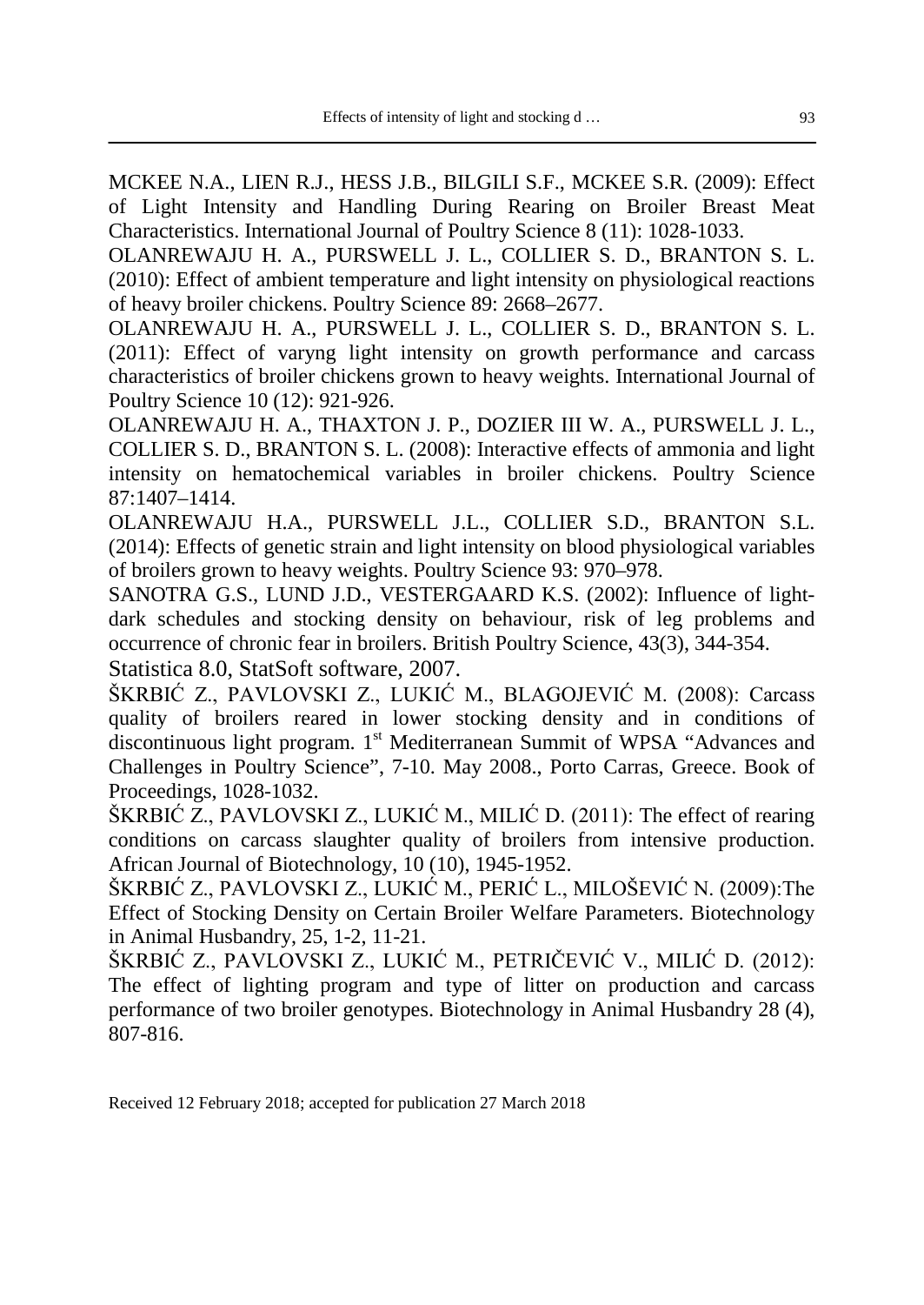MCKEE N.A., LIEN R.J., HESS J.B., BILGILI S.F., MCKEE S.R. (2009): Effect of Light Intensity and Handling During Rearing on Broiler Breast Meat Characteristics. International Journal of Poultry Science 8 (11): 1028-1033.

OLANREWAJU H. A., PURSWELL J. L., COLLIER S. D., BRANTON S. L. (2010): Effect of ambient temperature and light intensity on physiological reactions of heavy broiler chickens. Poultry Science 89: 2668–2677.

OLANREWAJU H. A., PURSWELL J. L., COLLIER S. D., BRANTON S. L. (2011): Effect of varyng light intensity on growth performance and carcass characteristics of broiler chickens grown to heavy weights. International Journal of Poultry Science 10 (12): 921-926.

OLANREWAJU H. A., THAXTON J. P., DOZIER III W. A., PURSWELL J. L., COLLIER S. D., BRANTON S. L. (2008): Interactive effects of ammonia and light intensity on hematochemical variables in broiler chickens. Poultry Science 87:1407–1414.

OLANREWAJU H.A., PURSWELL J.L., COLLIER S.D., BRANTON S.L. (2014): Effects of genetic strain and light intensity on blood physiological variables of broilers grown to heavy weights. Poultry Science 93: 970–978.

SANOTRA G.S., LUND J.D., VESTERGAARD K.S. (2002): Influence of light-dark schedules and stocking density on behaviour, risk of leg problems and occurrence of chronic fear in broilers. British Poultry Science, 43(3), 344-354.

Statistica 8.0, StatSoft software, 2007.

ŠKRBIĆ Z., PAVLOVSKI Z., LUKIĆ M., BLAGOJEVIĆ M. (2008): Carcass quality of broilers reared in lower stocking density and in conditions of discontinuous light program. 1st Mediterranean Summit of WPSA "Advances and Challenges in Poultry Science", 7-10. May 2008., Porto Carras, Greece. Book of Proceedings, 1028-1032.

ŠKRBIĆ Z., PAVLOVSKI Z., LUKIĆ M., MILIĆ D. (2011): The effect of rearing conditions on carcass slaughter quality of broilers from intensive production. African Journal of Biotechnology, 10 (10), 1945-1952.

ŠKRBIĆ Z., PAVLOVSKI Z., LUKIĆ M., PERIĆ L., MILOŠEVIĆ N. (2009):The Effect of Stocking Density on Certain Broiler Welfare Parameters. Biotechnology in Animal Husbandry, 25, 1-2, 11-21.

ŠKRBIĆ Z., PAVLOVSKI Z., LUKIĆ M., PETRIČEVIĆ V., MILIĆ D. (2012): The effect of lighting program and type of litter on production and carcass performance of two broiler genotypes. Biotechnology in Animal Husbandry 28 (4), 807-816.

Received 12 February 2018; accepted for publication 27 March 2018